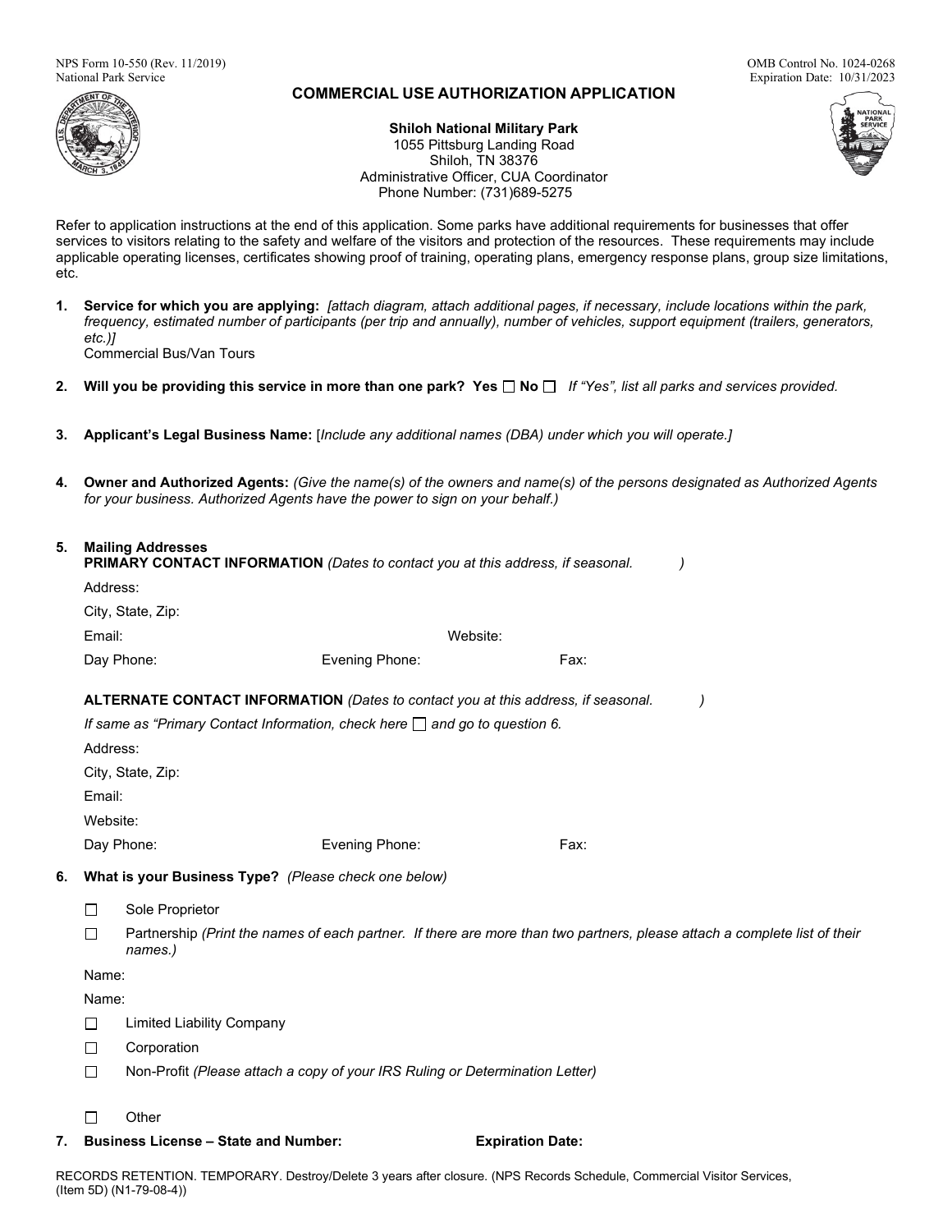NPS Form 10-550 (Rev. 11/2019)
National Park Service

OMB Control No. 1024-0268
Expiration Date: 10/31/2023

# COMMERCIAL USE AUTHORIZATION APPLICATION

**Shiloh National Military Park**
1055 Pittsburg Landing Road
Shiloh, TN 38376
Administrative Officer, CUA Coordinator
Phone Number: (731)689-5275

Refer to application instructions at the end of this application. Some parks have additional requirements for businesses that offer services to visitors relating to the safety and welfare of the visitors and protection of the resources. These requirements may include applicable operating licenses, certificates showing proof of training, operating plans, emergency response plans, group size limitations, etc.

1. **Service for which you are applying:** *[attach diagram, attach additional pages, if necessary, include locations within the park, frequency, estimated number of participants (per trip and annually), number of vehicles, support equipment (trailers, generators, etc.)]*
   Commercial Bus/Van Tours

2. **Will you be providing this service in more than one park? Yes ☐ No ☐** *If "Yes", list all parks and services provided.*

3. **Applicant's Legal Business Name:** [*Include any additional names (DBA) under which you will operate.]*

4. **Owner and Authorized Agents:** *(Give the name(s) of the owners and name(s) of the persons designated as Authorized Agents for your business. Authorized Agents have the power to sign on your behalf.)*

5. **Mailing Addresses**
   **PRIMARY CONTACT INFORMATION** *(Dates to contact you at this address, if seasonal. )*

   Address:

   City, State, Zip:

   Email: Website:

   Day Phone: Evening Phone: Fax:

   **ALTERNATE CONTACT INFORMATION** *(Dates to contact you at this address, if seasonal. )*

   *If same as "Primary Contact Information, check here ☐ and go to question 6.*

   Address:

   City, State, Zip:

   Email:

   Website:

   Day Phone: Evening Phone: Fax:

6. **What is your Business Type?** *(Please check one below)*

   ☐ Sole Proprietor

   ☐ Partnership *(Print the names of each partner. If there are more than two partners, please attach a complete list of their names.)*

   Name:

   Name:

   ☐ Limited Liability Company

   ☐ Corporation

   ☐ Non-Profit *(Please attach a copy of your IRS Ruling or Determination Letter)*

   ☐ Other

7. **Business License – State and Number:** **Expiration Date:**

RECORDS RETENTION. TEMPORARY. Destroy/Delete 3 years after closure. (NPS Records Schedule, Commercial Visitor Services, (Item 5D) (N1-79-08-4))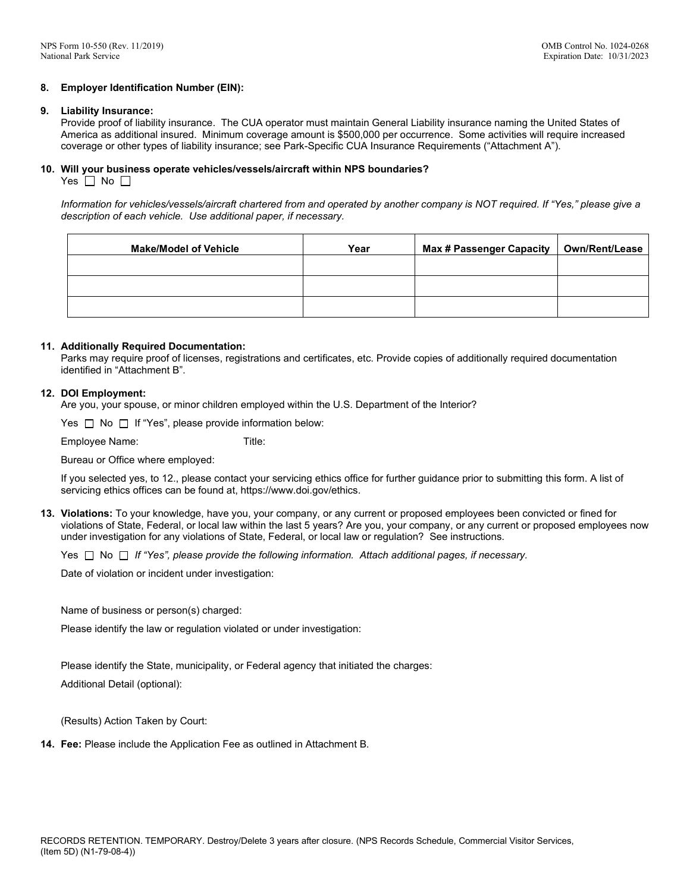**8. Employer Identification Number (EIN):**

**9. Liability Insurance:**
Provide proof of liability insurance. The CUA operator must maintain General Liability insurance naming the United States of America as additional insured. Minimum coverage amount is $500,000 per occurrence. Some activities will require increased coverage or other types of liability insurance; see Park-Specific CUA Insurance Requirements ("Attachment A").

**10. Will your business operate vehicles/vessels/aircraft within NPS boundaries?**
Yes ☐ No ☐

*Information for vehicles/vessels/aircraft chartered from and operated by another company is NOT required. If "Yes," please give a description of each vehicle. Use additional paper, if necessary.*

| Make/Model of Vehicle | Year | Max # Passenger Capacity | Own/Rent/Lease |
|---|---|---|---|
| | | | |
| | | | |
| | | | |

**11. Additionally Required Documentation:**
Parks may require proof of licenses, registrations and certificates, etc. Provide copies of additionally required documentation identified in "Attachment B".

**12. DOI Employment:**
Are you, your spouse, or minor children employed within the U.S. Department of the Interior?

Yes ☐ No ☐ If "Yes", please provide information below:

Employee Name: Title:

Bureau or Office where employed:

If you selected yes, to 12., please contact your servicing ethics office for further guidance prior to submitting this form. A list of servicing ethics offices can be found at, https://www.doi.gov/ethics.

**13. Violations:** To your knowledge, have you, your company, or any current or proposed employees been convicted or fined for violations of State, Federal, or local law within the last 5 years? Are you, your company, or any current or proposed employees now under investigation for any violations of State, Federal, or local law or regulation? See instructions.

Yes ☐ No ☐ *If "Yes", please provide the following information. Attach additional pages, if necessary.*

Date of violation or incident under investigation:

Name of business or person(s) charged:

Please identify the law or regulation violated or under investigation:

Please identify the State, municipality, or Federal agency that initiated the charges:

Additional Detail (optional):

(Results) Action Taken by Court:

**14. Fee:** Please include the Application Fee as outlined in Attachment B.

RECORDS RETENTION. TEMPORARY. Destroy/Delete 3 years after closure. (NPS Records Schedule, Commercial Visitor Services, (Item 5D) (N1-79-08-4))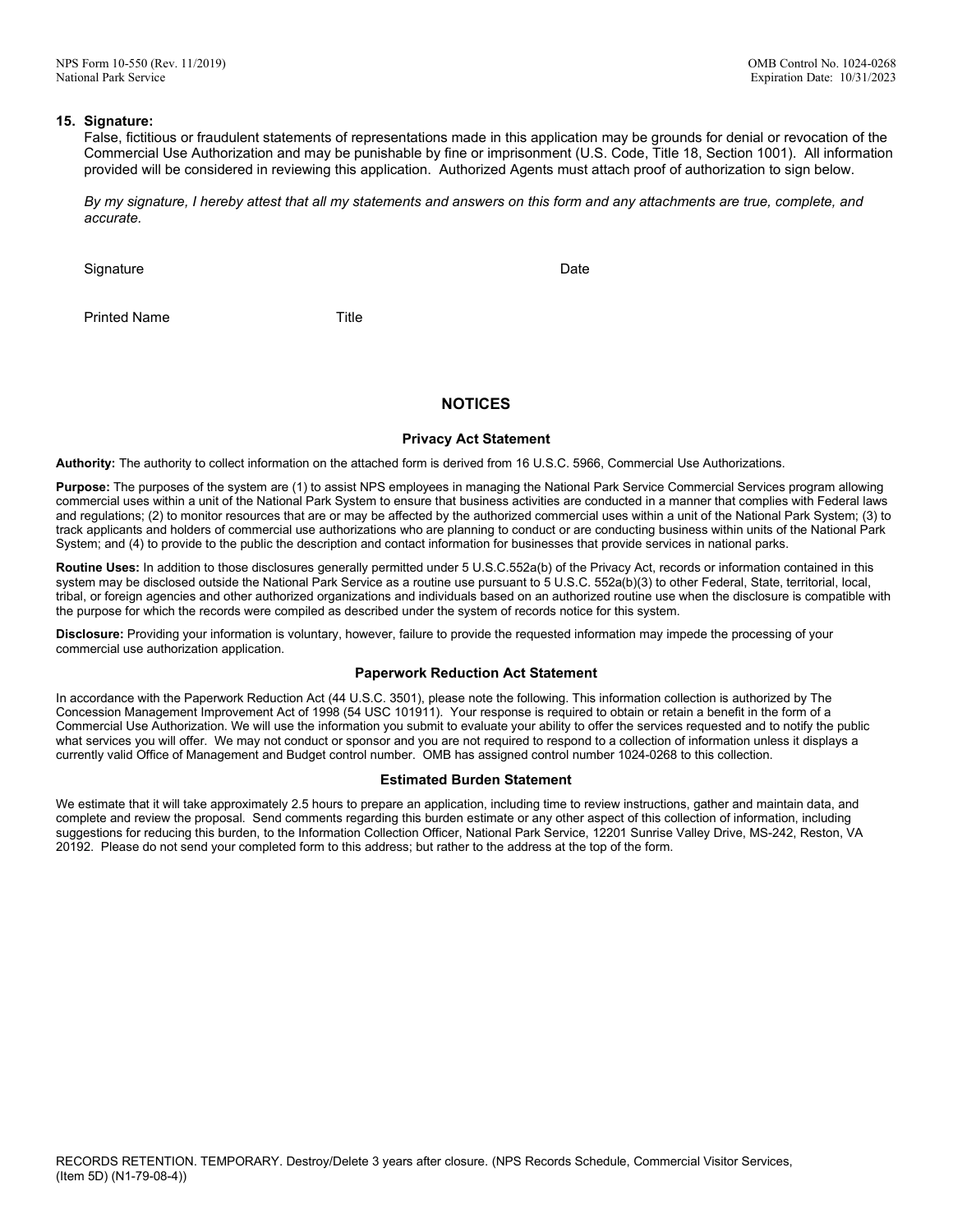**15. Signature:**

False, fictitious or fraudulent statements of representations made in this application may be grounds for denial or revocation of the Commercial Use Authorization and may be punishable by fine or imprisonment (U.S. Code, Title 18, Section 1001). All information provided will be considered in reviewing this application. Authorized Agents must attach proof of authorization to sign below.

*By my signature, I hereby attest that all my statements and answers on this form and any attachments are true, complete, and accurate.*

Signature Date

Printed Name Title

## NOTICES

### Privacy Act Statement

**Authority:** The authority to collect information on the attached form is derived from 16 U.S.C. 5966, Commercial Use Authorizations.

**Purpose:** The purposes of the system are (1) to assist NPS employees in managing the National Park Service Commercial Services program allowing commercial uses within a unit of the National Park System to ensure that business activities are conducted in a manner that complies with Federal laws and regulations; (2) to monitor resources that are or may be affected by the authorized commercial uses within a unit of the National Park System; (3) to track applicants and holders of commercial use authorizations who are planning to conduct or are conducting business within units of the National Park System; and (4) to provide to the public the description and contact information for businesses that provide services in national parks.

**Routine Uses:** In addition to those disclosures generally permitted under 5 U.S.C.552a(b) of the Privacy Act, records or information contained in this system may be disclosed outside the National Park Service as a routine use pursuant to 5 U.S.C. 552a(b)(3) to other Federal, State, territorial, local, tribal, or foreign agencies and other authorized organizations and individuals based on an authorized routine use when the disclosure is compatible with the purpose for which the records were compiled as described under the system of records notice for this system.

**Disclosure:** Providing your information is voluntary, however, failure to provide the requested information may impede the processing of your commercial use authorization application.

### Paperwork Reduction Act Statement

In accordance with the Paperwork Reduction Act (44 U.S.C. 3501), please note the following. This information collection is authorized by The Concession Management Improvement Act of 1998 (54 USC 101911). Your response is required to obtain or retain a benefit in the form of a Commercial Use Authorization. We will use the information you submit to evaluate your ability to offer the services requested and to notify the public what services you will offer. We may not conduct or sponsor and you are not required to respond to a collection of information unless it displays a currently valid Office of Management and Budget control number. OMB has assigned control number 1024-0268 to this collection.

### Estimated Burden Statement

We estimate that it will take approximately 2.5 hours to prepare an application, including time to review instructions, gather and maintain data, and complete and review the proposal. Send comments regarding this burden estimate or any other aspect of this collection of information, including suggestions for reducing this burden, to the Information Collection Officer, National Park Service, 12201 Sunrise Valley Drive, MS-242, Reston, VA 20192. Please do not send your completed form to this address; but rather to the address at the top of the form.

RECORDS RETENTION. TEMPORARY. Destroy/Delete 3 years after closure. (NPS Records Schedule, Commercial Visitor Services, (Item 5D) (N1-79-08-4))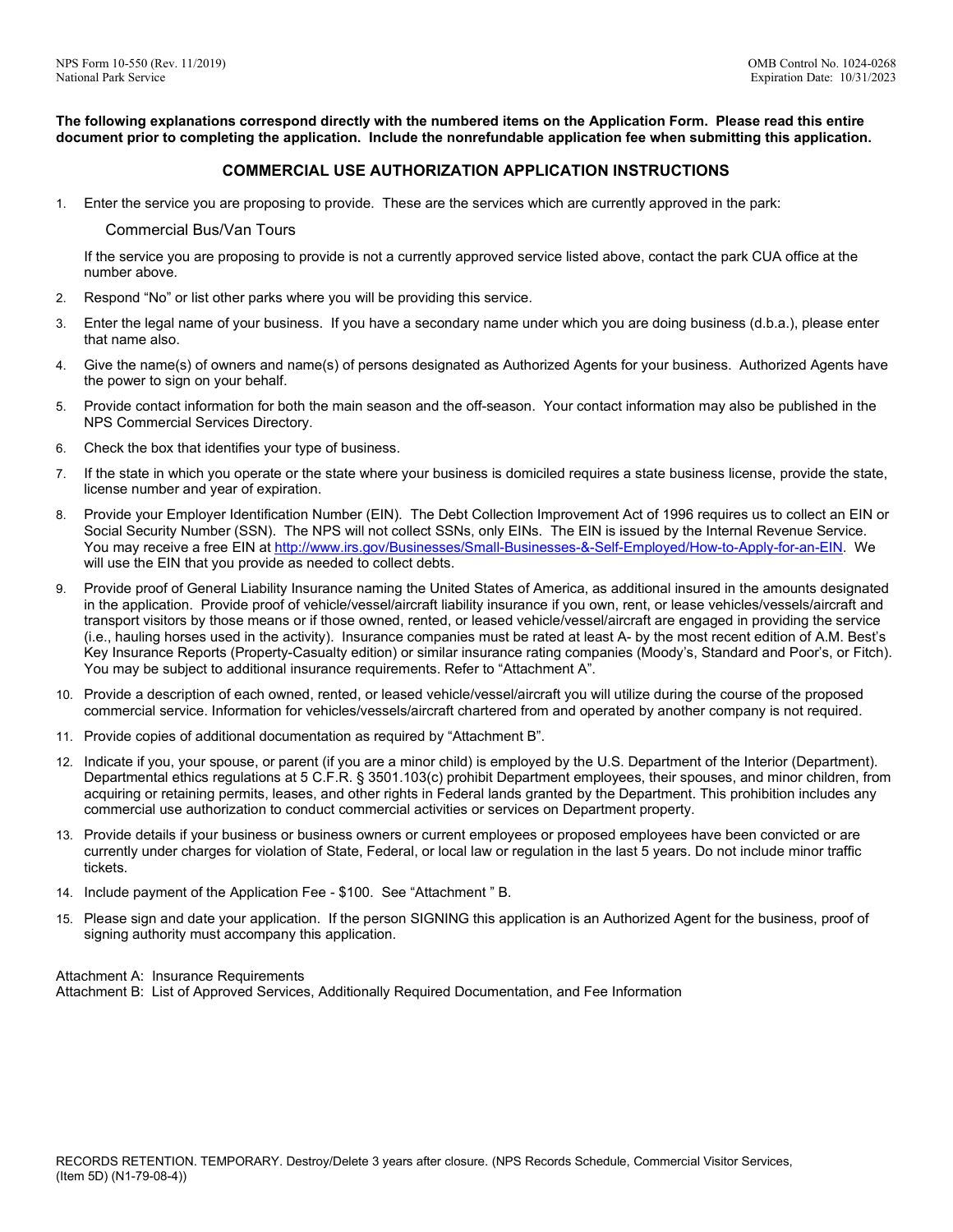NPS Form 10-550 (Rev. 11/2019)
National Park Service

OMB Control No. 1024-0268
Expiration Date: 10/31/2023

**The following explanations correspond directly with the numbered items on the Application Form. Please read this entire document prior to completing the application. Include the nonrefundable application fee when submitting this application.**

## COMMERCIAL USE AUTHORIZATION APPLICATION INSTRUCTIONS

1. Enter the service you are proposing to provide. These are the services which are currently approved in the park:

   Commercial Bus/Van Tours

   If the service you are proposing to provide is not a currently approved service listed above, contact the park CUA office at the number above.

2. Respond "No" or list other parks where you will be providing this service.
3. Enter the legal name of your business. If you have a secondary name under which you are doing business (d.b.a.), please enter that name also.
4. Give the name(s) of owners and name(s) of persons designated as Authorized Agents for your business. Authorized Agents have the power to sign on your behalf.
5. Provide contact information for both the main season and the off-season. Your contact information may also be published in the NPS Commercial Services Directory.
6. Check the box that identifies your type of business.
7. If the state in which you operate or the state where your business is domiciled requires a state business license, provide the state, license number and year of expiration.
8. Provide your Employer Identification Number (EIN). The Debt Collection Improvement Act of 1996 requires us to collect an EIN or Social Security Number (SSN). The NPS will not collect SSNs, only EINs. The EIN is issued by the Internal Revenue Service. You may receive a free EIN at http://www.irs.gov/Businesses/Small-Businesses-&-Self-Employed/How-to-Apply-for-an-EIN. We will use the EIN that you provide as needed to collect debts.
9. Provide proof of General Liability Insurance naming the United States of America, as additional insured in the amounts designated in the application. Provide proof of vehicle/vessel/aircraft liability insurance if you own, rent, or lease vehicles/vessels/aircraft and transport visitors by those means or if those owned, rented, or leased vehicle/vessel/aircraft are engaged in providing the service (i.e., hauling horses used in the activity). Insurance companies must be rated at least A- by the most recent edition of A.M. Best's Key Insurance Reports (Property-Casualty edition) or similar insurance rating companies (Moody's, Standard and Poor's, or Fitch). You may be subject to additional insurance requirements. Refer to "Attachment A".
10. Provide a description of each owned, rented, or leased vehicle/vessel/aircraft you will utilize during the course of the proposed commercial service. Information for vehicles/vessels/aircraft chartered from and operated by another company is not required.
11. Provide copies of additional documentation as required by "Attachment B".
12. Indicate if you, your spouse, or parent (if you are a minor child) is employed by the U.S. Department of the Interior (Department). Departmental ethics regulations at 5 C.F.R. § 3501.103(c) prohibit Department employees, their spouses, and minor children, from acquiring or retaining permits, leases, and other rights in Federal lands granted by the Department. This prohibition includes any commercial use authorization to conduct commercial activities or services on Department property.
13. Provide details if your business or business owners or current employees or proposed employees have been convicted or are currently under charges for violation of State, Federal, or local law or regulation in the last 5 years. Do not include minor traffic tickets.
14. Include payment of the Application Fee - $100. See "Attachment " B.
15. Please sign and date your application. If the person SIGNING this application is an Authorized Agent for the business, proof of signing authority must accompany this application.

Attachment A: Insurance Requirements
Attachment B: List of Approved Services, Additionally Required Documentation, and Fee Information

RECORDS RETENTION. TEMPORARY. Destroy/Delete 3 years after closure. (NPS Records Schedule, Commercial Visitor Services, (Item 5D) (N1-79-08-4))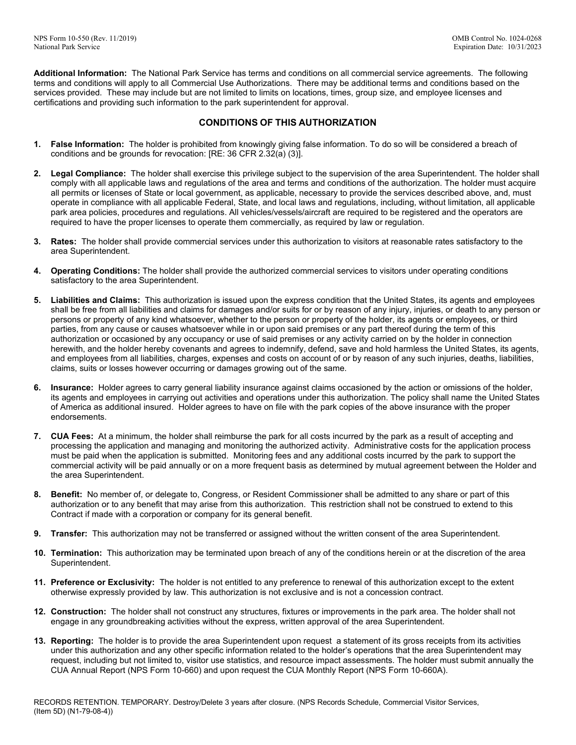**Additional Information:** The National Park Service has terms and conditions on all commercial service agreements. The following terms and conditions will apply to all Commercial Use Authorizations. There may be additional terms and conditions based on the services provided. These may include but are not limited to limits on locations, times, group size, and employee licenses and certifications and providing such information to the park superintendent for approval.

## CONDITIONS OF THIS AUTHORIZATION

1. **False Information:** The holder is prohibited from knowingly giving false information. To do so will be considered a breach of conditions and be grounds for revocation: [RE: 36 CFR 2.32(a) (3)].

2. **Legal Compliance:** The holder shall exercise this privilege subject to the supervision of the area Superintendent. The holder shall comply with all applicable laws and regulations of the area and terms and conditions of the authorization. The holder must acquire all permits or licenses of State or local government, as applicable, necessary to provide the services described above, and, must operate in compliance with all applicable Federal, State, and local laws and regulations, including, without limitation, all applicable park area policies, procedures and regulations. All vehicles/vessels/aircraft are required to be registered and the operators are required to have the proper licenses to operate them commercially, as required by law or regulation.

3. **Rates:** The holder shall provide commercial services under this authorization to visitors at reasonable rates satisfactory to the area Superintendent.

4. **Operating Conditions:** The holder shall provide the authorized commercial services to visitors under operating conditions satisfactory to the area Superintendent.

5. **Liabilities and Claims:** This authorization is issued upon the express condition that the United States, its agents and employees shall be free from all liabilities and claims for damages and/or suits for or by reason of any injury, injuries, or death to any person or persons or property of any kind whatsoever, whether to the person or property of the holder, its agents or employees, or third parties, from any cause or causes whatsoever while in or upon said premises or any part thereof during the term of this authorization or occasioned by any occupancy or use of said premises or any activity carried on by the holder in connection herewith, and the holder hereby covenants and agrees to indemnify, defend, save and hold harmless the United States, its agents, and employees from all liabilities, charges, expenses and costs on account of or by reason of any such injuries, deaths, liabilities, claims, suits or losses however occurring or damages growing out of the same.

6. **Insurance:** Holder agrees to carry general liability insurance against claims occasioned by the action or omissions of the holder, its agents and employees in carrying out activities and operations under this authorization. The policy shall name the United States of America as additional insured. Holder agrees to have on file with the park copies of the above insurance with the proper endorsements.

7. **CUA Fees:** At a minimum, the holder shall reimburse the park for all costs incurred by the park as a result of accepting and processing the application and managing and monitoring the authorized activity. Administrative costs for the application process must be paid when the application is submitted. Monitoring fees and any additional costs incurred by the park to support the commercial activity will be paid annually or on a more frequent basis as determined by mutual agreement between the Holder and the area Superintendent.

8. **Benefit:** No member of, or delegate to, Congress, or Resident Commissioner shall be admitted to any share or part of this authorization or to any benefit that may arise from this authorization. This restriction shall not be construed to extend to this Contract if made with a corporation or company for its general benefit.

9. **Transfer:** This authorization may not be transferred or assigned without the written consent of the area Superintendent.

10. **Termination:** This authorization may be terminated upon breach of any of the conditions herein or at the discretion of the area Superintendent.

11. **Preference or Exclusivity:** The holder is not entitled to any preference to renewal of this authorization except to the extent otherwise expressly provided by law. This authorization is not exclusive and is not a concession contract.

12. **Construction:** The holder shall not construct any structures, fixtures or improvements in the park area. The holder shall not engage in any groundbreaking activities without the express, written approval of the area Superintendent.

13. **Reporting:** The holder is to provide the area Superintendent upon request a statement of its gross receipts from its activities under this authorization and any other specific information related to the holder's operations that the area Superintendent may request, including but not limited to, visitor use statistics, and resource impact assessments. The holder must submit annually the CUA Annual Report (NPS Form 10-660) and upon request the CUA Monthly Report (NPS Form 10-660A).

RECORDS RETENTION. TEMPORARY. Destroy/Delete 3 years after closure. (NPS Records Schedule, Commercial Visitor Services, (Item 5D) (N1-79-08-4))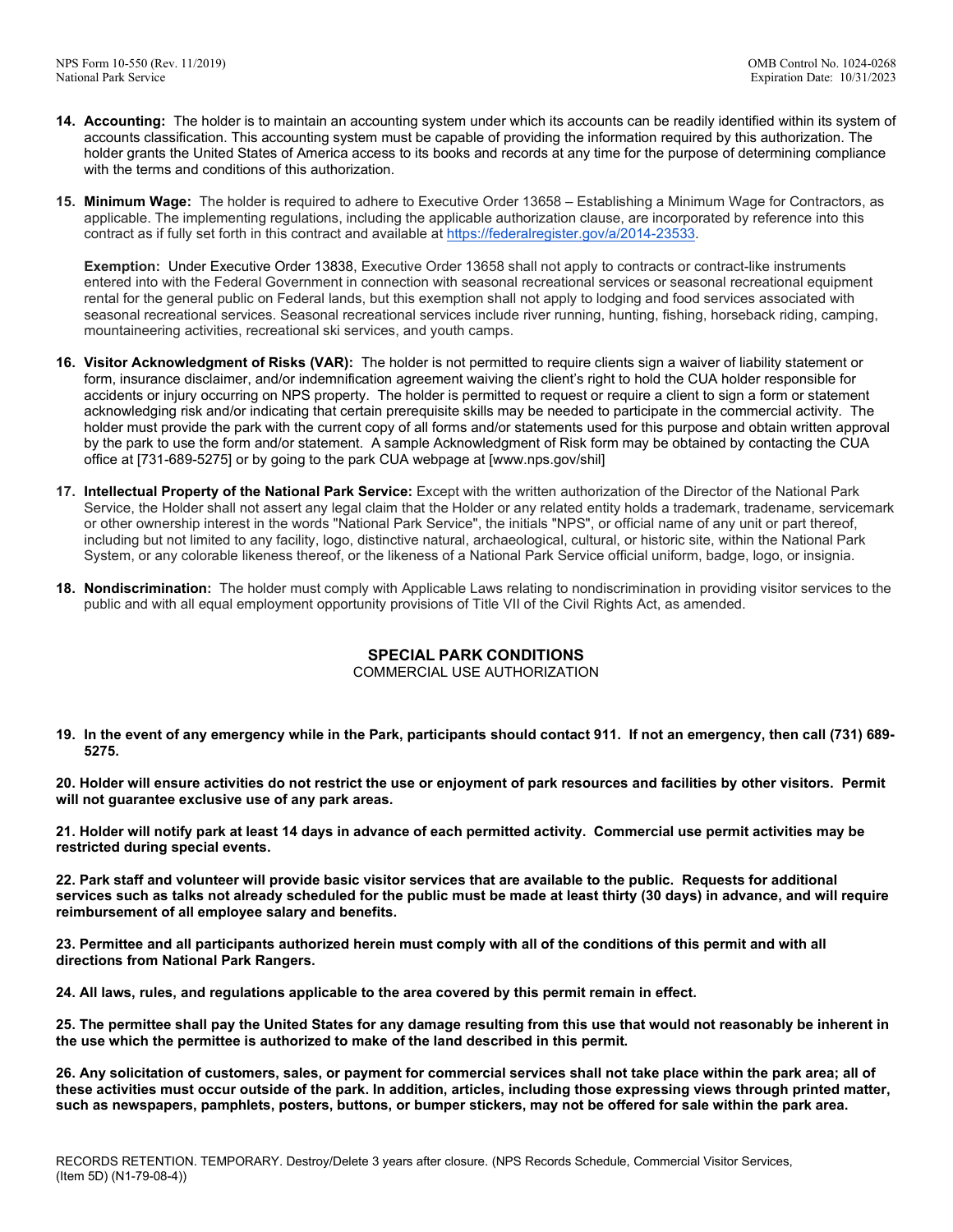14. **Accounting:** The holder is to maintain an accounting system under which its accounts can be readily identified within its system of accounts classification. This accounting system must be capable of providing the information required by this authorization. The holder grants the United States of America access to its books and records at any time for the purpose of determining compliance with the terms and conditions of this authorization.

15. **Minimum Wage:** The holder is required to adhere to Executive Order 13658 – Establishing a Minimum Wage for Contractors, as applicable. The implementing regulations, including the applicable authorization clause, are incorporated by reference into this contract as if fully set forth in this contract and available at https://federalregister.gov/a/2014-23533.

    **Exemption:** Under Executive Order 13838, Executive Order 13658 shall not apply to contracts or contract-like instruments entered into with the Federal Government in connection with seasonal recreational services or seasonal recreational equipment rental for the general public on Federal lands, but this exemption shall not apply to lodging and food services associated with seasonal recreational services. Seasonal recreational services include river running, hunting, fishing, horseback riding, camping, mountaineering activities, recreational ski services, and youth camps.

16. **Visitor Acknowledgment of Risks (VAR):** The holder is not permitted to require clients sign a waiver of liability statement or form, insurance disclaimer, and/or indemnification agreement waiving the client's right to hold the CUA holder responsible for accidents or injury occurring on NPS property. The holder is permitted to request or require a client to sign a form or statement acknowledging risk and/or indicating that certain prerequisite skills may be needed to participate in the commercial activity. The holder must provide the park with the current copy of all forms and/or statements used for this purpose and obtain written approval by the park to use the form and/or statement. A sample Acknowledgment of Risk form may be obtained by contacting the CUA office at [731-689-5275] or by going to the park CUA webpage at [www.nps.gov/shil]

17. **Intellectual Property of the National Park Service:** Except with the written authorization of the Director of the National Park Service, the Holder shall not assert any legal claim that the Holder or any related entity holds a trademark, tradename, servicemark or other ownership interest in the words "National Park Service", the initials "NPS", or official name of any unit or part thereof, including but not limited to any facility, logo, distinctive natural, archaeological, cultural, or historic site, within the National Park System, or any colorable likeness thereof, or the likeness of a National Park Service official uniform, badge, logo, or insignia.

18. **Nondiscrimination:** The holder must comply with Applicable Laws relating to nondiscrimination in providing visitor services to the public and with all equal employment opportunity provisions of Title VII of the Civil Rights Act, as amended.

## SPECIAL PARK CONDITIONS

COMMERCIAL USE AUTHORIZATION

**19. In the event of any emergency while in the Park, participants should contact 911. If not an emergency, then call (731) 689-5275.**

**20. Holder will ensure activities do not restrict the use or enjoyment of park resources and facilities by other visitors. Permit will not guarantee exclusive use of any park areas.**

**21. Holder will notify park at least 14 days in advance of each permitted activity. Commercial use permit activities may be restricted during special events.**

**22. Park staff and volunteer will provide basic visitor services that are available to the public. Requests for additional services such as talks not already scheduled for the public must be made at least thirty (30 days) in advance, and will require reimbursement of all employee salary and benefits.**

**23. Permittee and all participants authorized herein must comply with all of the conditions of this permit and with all directions from National Park Rangers.**

**24. All laws, rules, and regulations applicable to the area covered by this permit remain in effect.**

**25. The permittee shall pay the United States for any damage resulting from this use that would not reasonably be inherent in the use which the permittee is authorized to make of the land described in this permit.**

**26. Any solicitation of customers, sales, or payment for commercial services shall not take place within the park area; all of these activities must occur outside of the park. In addition, articles, including those expressing views through printed matter, such as newspapers, pamphlets, posters, buttons, or bumper stickers, may not be offered for sale within the park area.**

RECORDS RETENTION. TEMPORARY. Destroy/Delete 3 years after closure. (NPS Records Schedule, Commercial Visitor Services, (Item 5D) (N1-79-08-4))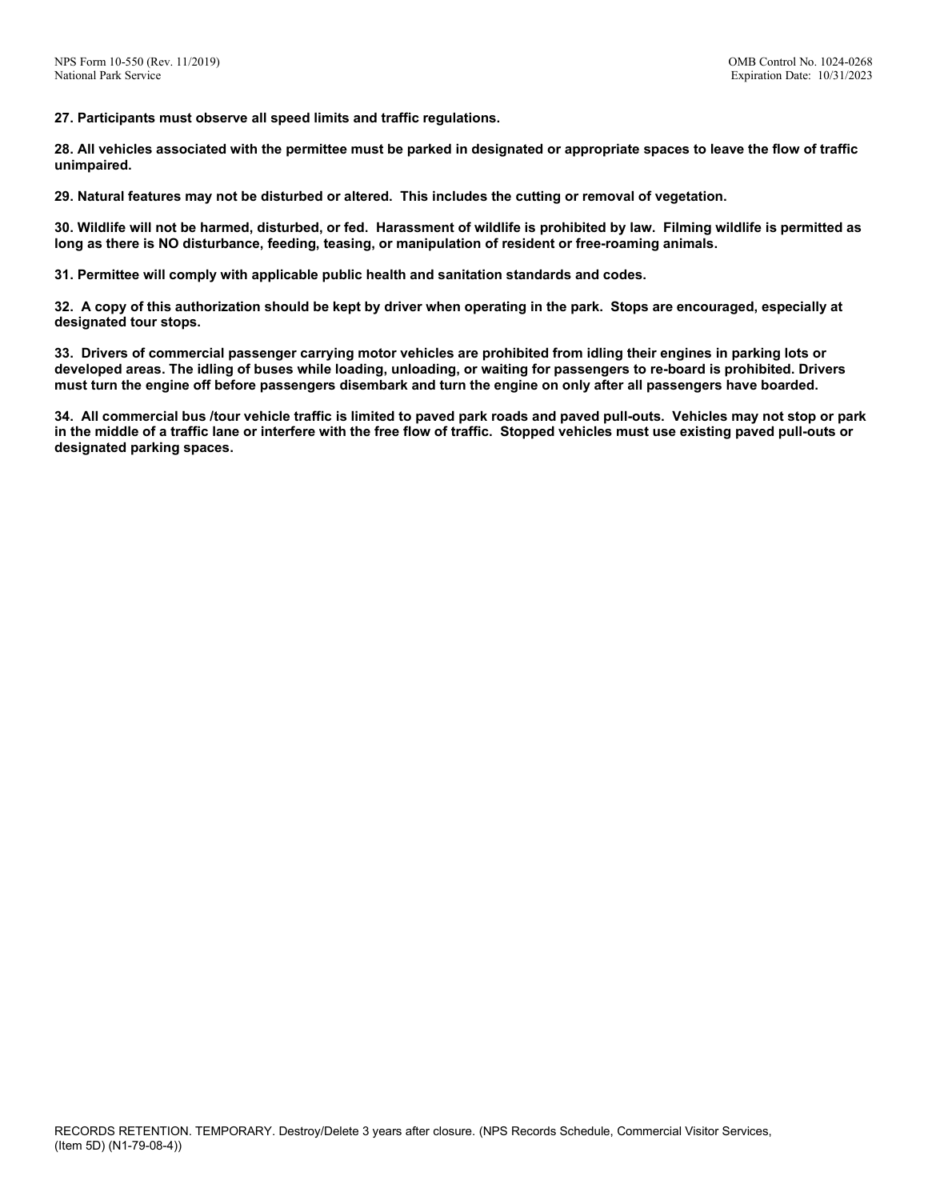**27. Participants must observe all speed limits and traffic regulations.**

**28. All vehicles associated with the permittee must be parked in designated or appropriate spaces to leave the flow of traffic unimpaired.**

**29. Natural features may not be disturbed or altered. This includes the cutting or removal of vegetation.**

**30. Wildlife will not be harmed, disturbed, or fed. Harassment of wildlife is prohibited by law. Filming wildlife is permitted as long as there is NO disturbance, feeding, teasing, or manipulation of resident or free-roaming animals.**

**31. Permittee will comply with applicable public health and sanitation standards and codes.**

**32. A copy of this authorization should be kept by driver when operating in the park. Stops are encouraged, especially at designated tour stops.**

**33. Drivers of commercial passenger carrying motor vehicles are prohibited from idling their engines in parking lots or developed areas. The idling of buses while loading, unloading, or waiting for passengers to re-board is prohibited. Drivers must turn the engine off before passengers disembark and turn the engine on only after all passengers have boarded.**

**34. All commercial bus /tour vehicle traffic is limited to paved park roads and paved pull-outs. Vehicles may not stop or park in the middle of a traffic lane or interfere with the free flow of traffic. Stopped vehicles must use existing paved pull-outs or designated parking spaces.**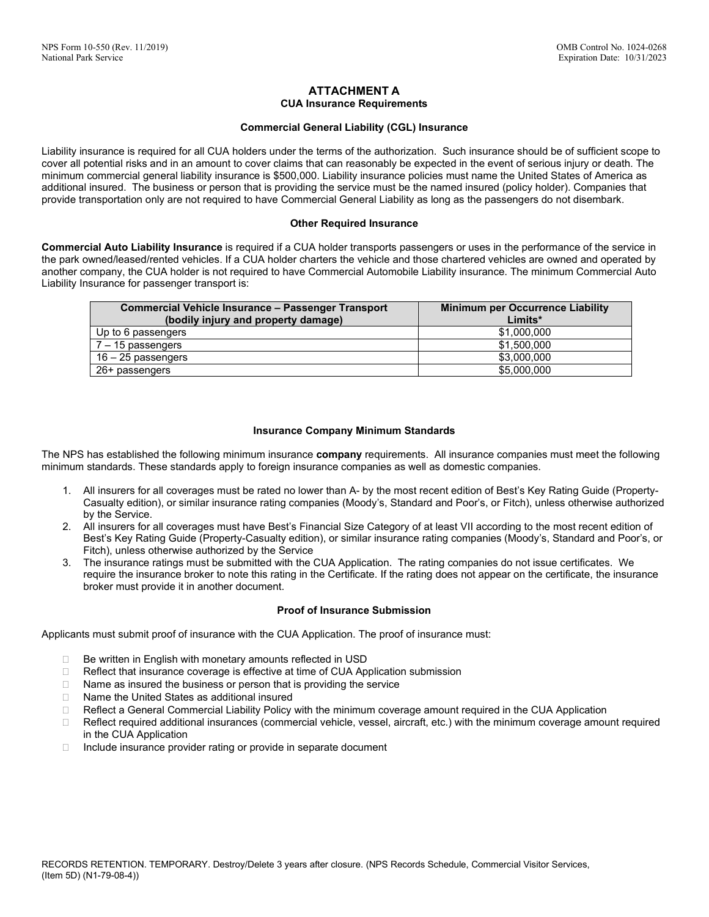# ATTACHMENT A

## CUA Insurance Requirements

### Commercial General Liability (CGL) Insurance

Liability insurance is required for all CUA holders under the terms of the authorization. Such insurance should be of sufficient scope to cover all potential risks and in an amount to cover claims that can reasonably be expected in the event of serious injury or death. The minimum commercial general liability insurance is $500,000. Liability insurance policies must name the United States of America as additional insured. The business or person that is providing the service must be the named insured (policy holder). Companies that provide transportation only are not required to have Commercial General Liability as long as the passengers do not disembark.

### Other Required Insurance

**Commercial Auto Liability Insurance** is required if a CUA holder transports passengers or uses in the performance of the service in the park owned/leased/rented vehicles. If a CUA holder charters the vehicle and those chartered vehicles are owned and operated by another company, the CUA holder is not required to have Commercial Automobile Liability insurance. The minimum Commercial Auto Liability Insurance for passenger transport is:

| Commercial Vehicle Insurance – Passenger Transport (bodily injury and property damage) | Minimum per Occurrence Liability Limits* |
|---|---|
| Up to 6 passengers | $1,000,000 |
| 7 – 15 passengers | $1,500,000 |
| 16 – 25 passengers | $3,000,000 |
| 26+ passengers | $5,000,000 |

### Insurance Company Minimum Standards

The NPS has established the following minimum insurance **company** requirements. All insurance companies must meet the following minimum standards. These standards apply to foreign insurance companies as well as domestic companies.

1. All insurers for all coverages must be rated no lower than A- by the most recent edition of Best's Key Rating Guide (Property-Casualty edition), or similar insurance rating companies (Moody's, Standard and Poor's, or Fitch), unless otherwise authorized by the Service.
2. All insurers for all coverages must have Best's Financial Size Category of at least VII according to the most recent edition of Best's Key Rating Guide (Property-Casualty edition), or similar insurance rating companies (Moody's, Standard and Poor's, or Fitch), unless otherwise authorized by the Service
3. The insurance ratings must be submitted with the CUA Application. The rating companies do not issue certificates. We require the insurance broker to note this rating in the Certificate. If the rating does not appear on the certificate, the insurance broker must provide it in another document.

### Proof of Insurance Submission

Applicants must submit proof of insurance with the CUA Application. The proof of insurance must:

- Be written in English with monetary amounts reflected in USD
- Reflect that insurance coverage is effective at time of CUA Application submission
- Name as insured the business or person that is providing the service
- Name the United States as additional insured
- Reflect a General Commercial Liability Policy with the minimum coverage amount required in the CUA Application
- Reflect required additional insurances (commercial vehicle, vessel, aircraft, etc.) with the minimum coverage amount required in the CUA Application
- Include insurance provider rating or provide in separate document

RECORDS RETENTION. TEMPORARY. Destroy/Delete 3 years after closure. (NPS Records Schedule, Commercial Visitor Services, (Item 5D) (N1-79-08-4))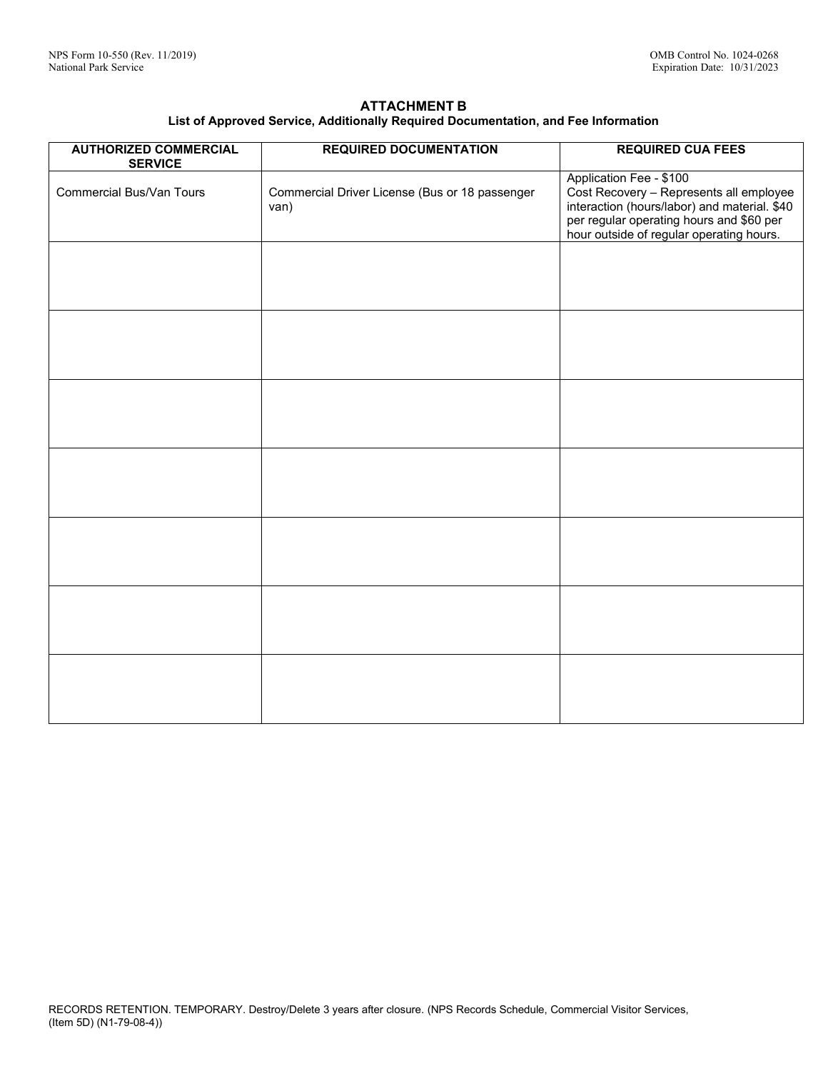## ATTACHMENT B

**List of Approved Service, Additionally Required Documentation, and Fee Information**

| AUTHORIZED COMMERCIAL SERVICE | REQUIRED DOCUMENTATION | REQUIRED CUA FEES |
|---|---|---|
| Commercial Bus/Van Tours | Commercial Driver License (Bus or 18 passenger van) | Application Fee - $100<br>Cost Recovery – Represents all employee interaction (hours/labor) and material. $40 per regular operating hours and $60 per hour outside of regular operating hours. |
| | | |
| | | |
| | | |
| | | |
| | | |
| | | |
| | | |

RECORDS RETENTION. TEMPORARY. Destroy/Delete 3 years after closure. (NPS Records Schedule, Commercial Visitor Services, (Item 5D) (N1-79-08-4))